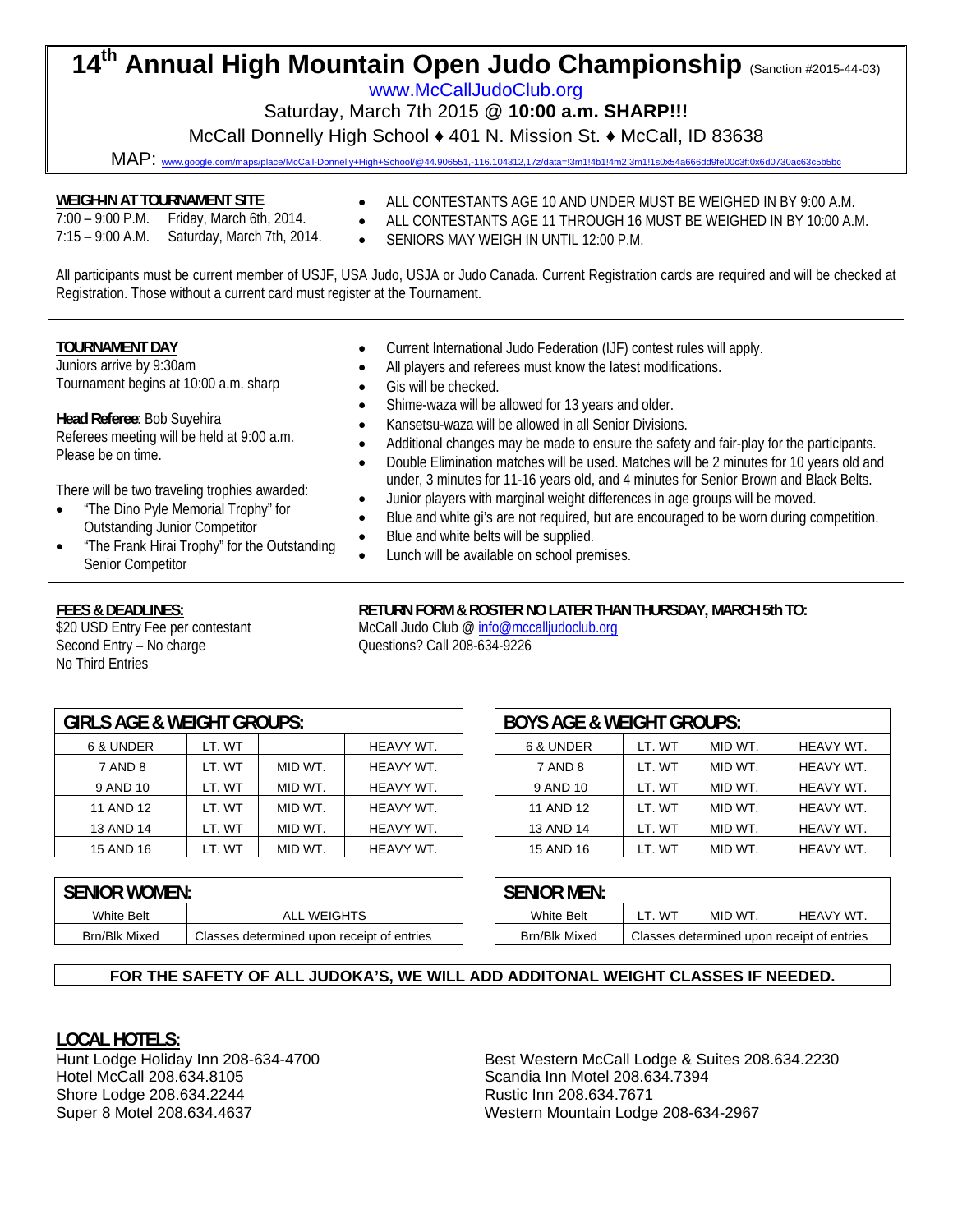# 14th Annual High Mountain Open Judo Championship (Sanction #2015-44-03)

www.McCallJudoClub.org

Saturday, March 7th 2015 @ **10:00 a.m. SHARP!!!**

McCall Donnelly High School ♦ 401 N. Mission St. ♦ McCall, ID 83638

MAP: www.google.com/maps/place/McCall-Donnelly+High+School/@44.906551,-116.104312,17z/data=!3m1!4b1!4m2!3m1!1s0x54a666dd9fe00c3f:0x6d0730ac63c5b5bc

**WEIGH-IN AT TOURNAMENT SITE**

7:00 – 9:00 P.M. Friday, March 6th, 2014.
7:15 – 9:00 A.M. Saturday, March 7th, 2014.

- ALL CONTESTANTS AGE 10 AND UNDER MUST BE WEIGHED IN BY 9:00 A.M.
- ALL CONTESTANTS AGE 11 THROUGH 16 MUST BE WEIGHED IN BY 10:00 A.M.
- SENIORS MAY WEIGH IN UNTIL 12:00 P.M.

All participants must be current member of USJF, USA Judo, USJA or Judo Canada. Current Registration cards are required and will be checked at Registration. Those without a current card must register at the Tournament.

---

**TOURNAMENT DAY**

Juniors arrive by 9:30am
Tournament begins at 10:00 a.m. sharp

**Head Referee**: Bob Suyehira
Referees meeting will be held at 9:00 a.m.
Please be on time.

There will be two traveling trophies awarded:

- "The Dino Pyle Memorial Trophy" for Outstanding Junior Competitor
- "The Frank Hirai Trophy" for the Outstanding Senior Competitor

- Current International Judo Federation (IJF) contest rules will apply.
- All players and referees must know the latest modifications.
- Gis will be checked.
- Shime-waza will be allowed for 13 years and older.
- Kansetsu-waza will be allowed in all Senior Divisions.
- Additional changes may be made to ensure the safety and fair-play for the participants.
- Double Elimination matches will be used. Matches will be 2 minutes for 10 years old and under, 3 minutes for 11-16 years old, and 4 minutes for Senior Brown and Black Belts.
- Junior players with marginal weight differences in age groups will be moved.
- Blue and white gi's are not required, but are encouraged to be worn during competition.
- Blue and white belts will be supplied.
- Lunch will be available on school premises.

---

**FEES & DEADLINES:**

$20 USD Entry Fee per contestant
Second Entry – No charge
No Third Entries

**RETURN FORM & ROSTER NO LATER THAN THURSDAY, MARCH 5th TO:**

McCall Judo Club @ info@mccalljudoclub.org
Questions? Call 208-634-9226

| GIRLS AGE & WEIGHT GROUPS: | | | |
|---|---|---|---|
| 6 & UNDER | LT. WT | | HEAVY WT. |
| 7 AND 8 | LT. WT | MID WT. | HEAVY WT. |
| 9 AND 10 | LT. WT | MID WT. | HEAVY WT. |
| 11 AND 12 | LT. WT | MID WT. | HEAVY WT. |
| 13 AND 14 | LT. WT | MID WT. | HEAVY WT. |
| 15 AND 16 | LT. WT | MID WT. | HEAVY WT. |

| BOYS AGE & WEIGHT GROUPS: | | | |
|---|---|---|---|
| 6 & UNDER | LT. WT | MID WT. | HEAVY WT. |
| 7 AND 8 | LT. WT | MID WT. | HEAVY WT. |
| 9 AND 10 | LT. WT | MID WT. | HEAVY WT. |
| 11 AND 12 | LT. WT | MID WT. | HEAVY WT. |
| 13 AND 14 | LT. WT | MID WT. | HEAVY WT. |
| 15 AND 16 | LT. WT | MID WT. | HEAVY WT. |

| SENIOR WOMEN: | |
|---|---|
| White Belt | ALL WEIGHTS |
| Brn/Blk Mixed | Classes determined upon receipt of entries |

| SENIOR MEN: | | | |
|---|---|---|---|
| White Belt | LT. WT | MID WT. | HEAVY WT. |
| Brn/Blk Mixed | Classes determined upon receipt of entries | | |

**FOR THE SAFETY OF ALL JUDOKA'S, WE WILL ADD ADDITONAL WEIGHT CLASSES IF NEEDED.**

**LOCAL HOTELS:**

Hunt Lodge Holiday Inn 208-634-4700
Hotel McCall 208.634.8105
Shore Lodge 208.634.2244
Super 8 Motel 208.634.4637
Best Western McCall Lodge & Suites 208.634.2230
Scandia Inn Motel 208.634.7394
Rustic Inn 208.634.7671
Western Mountain Lodge 208-634-2967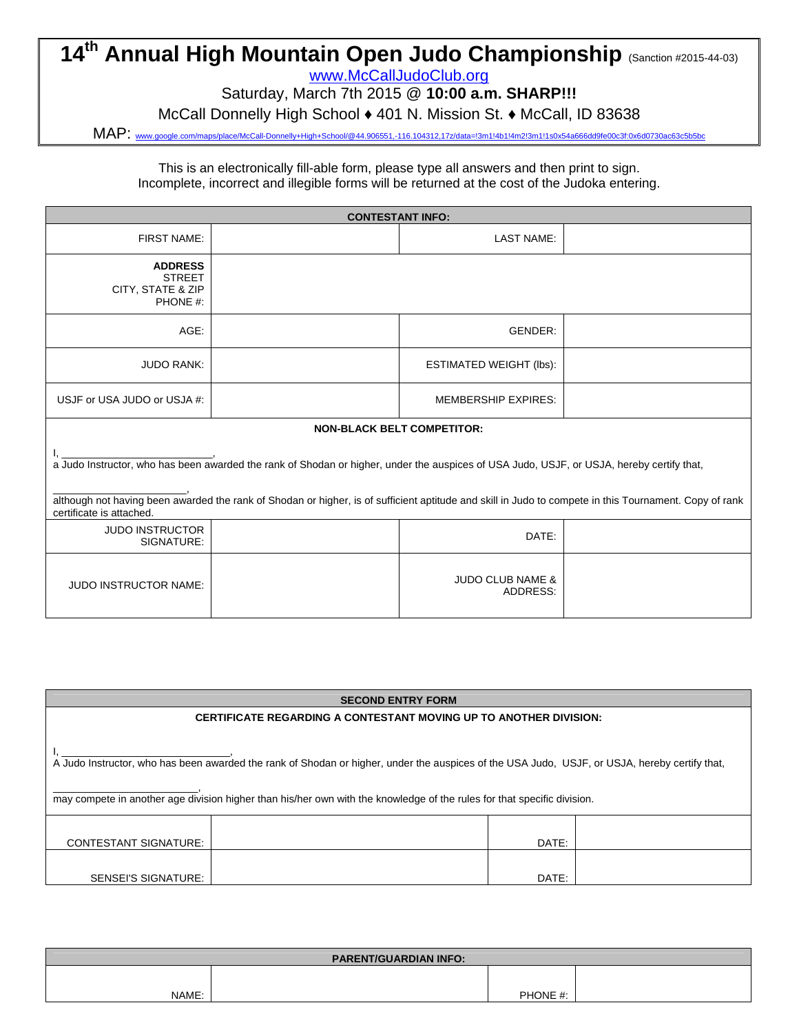# 14th Annual High Mountain Open Judo Championship (Sanction #2015-44-03)

[www.McCallJudoClub.org](http://www.McCallJudoClub.org)

Saturday, March 7th 2015 @ **10:00 a.m. SHARP!!!**

McCall Donnelly High School ♦ 401 N. Mission St. ♦ McCall, ID 83638

MAP: www.google.com/maps/place/McCall-Donnelly+High+School/@44.906551,-116.104312,17z/data=!3m1!4b1!4m2!3m1!1s0x54a666dd9fe00c3f:0x6d0730ac63c5b5bc

This is an electronically fill-able form, please type all answers and then print to sign.
Incomplete, incorrect and illegible forms will be returned at the cost of the Judoka entering.

| **CONTESTANT INFO:** | | | |
|---|---|---|---|
| FIRST NAME: | | LAST NAME: | |
| **ADDRESS** STREET CITY, STATE & ZIP PHONE #: | | | |
| AGE: | | GENDER: | |
| JUDO RANK: | | ESTIMATED WEIGHT (lbs): | |
| USJF or USA JUDO or USJA #: | | MEMBERSHIP EXPIRES: | |

**NON-BLACK BELT COMPETITOR:**

I, ___________________________,
a Judo Instructor, who has been awarded the rank of Shodan or higher, under the auspices of USA Judo, USJF, or USJA, hereby certify that,

_______________________,
although not having been awarded the rank of Shodan or higher, is of sufficient aptitude and skill in Judo to compete in this Tournament. Copy of rank certificate is attached.

| | | | |
|---|---|---|---|
| JUDO INSTRUCTOR SIGNATURE: | | DATE: | |
| JUDO INSTRUCTOR NAME: | | JUDO CLUB NAME & ADDRESS: | |

**SECOND ENTRY FORM**

**CERTIFICATE REGARDING A CONTESTANT MOVING UP TO ANOTHER DIVISION:**

I, ______________________________,
A Judo Instructor, who has been awarded the rank of Shodan or higher, under the auspices of the USA Judo, USJF, or USJA, hereby certify that,

_________________________,
may compete in another age division higher than his/her own with the knowledge of the rules for that specific division.

| | | | |
|---|---|---|---|
| CONTESTANT SIGNATURE: | | DATE: | |
| SENSEI'S SIGNATURE: | | DATE: | |

| **PARENT/GUARDIAN INFO:** | | | |
|---|---|---|---|
| NAME: | | PHONE #: | |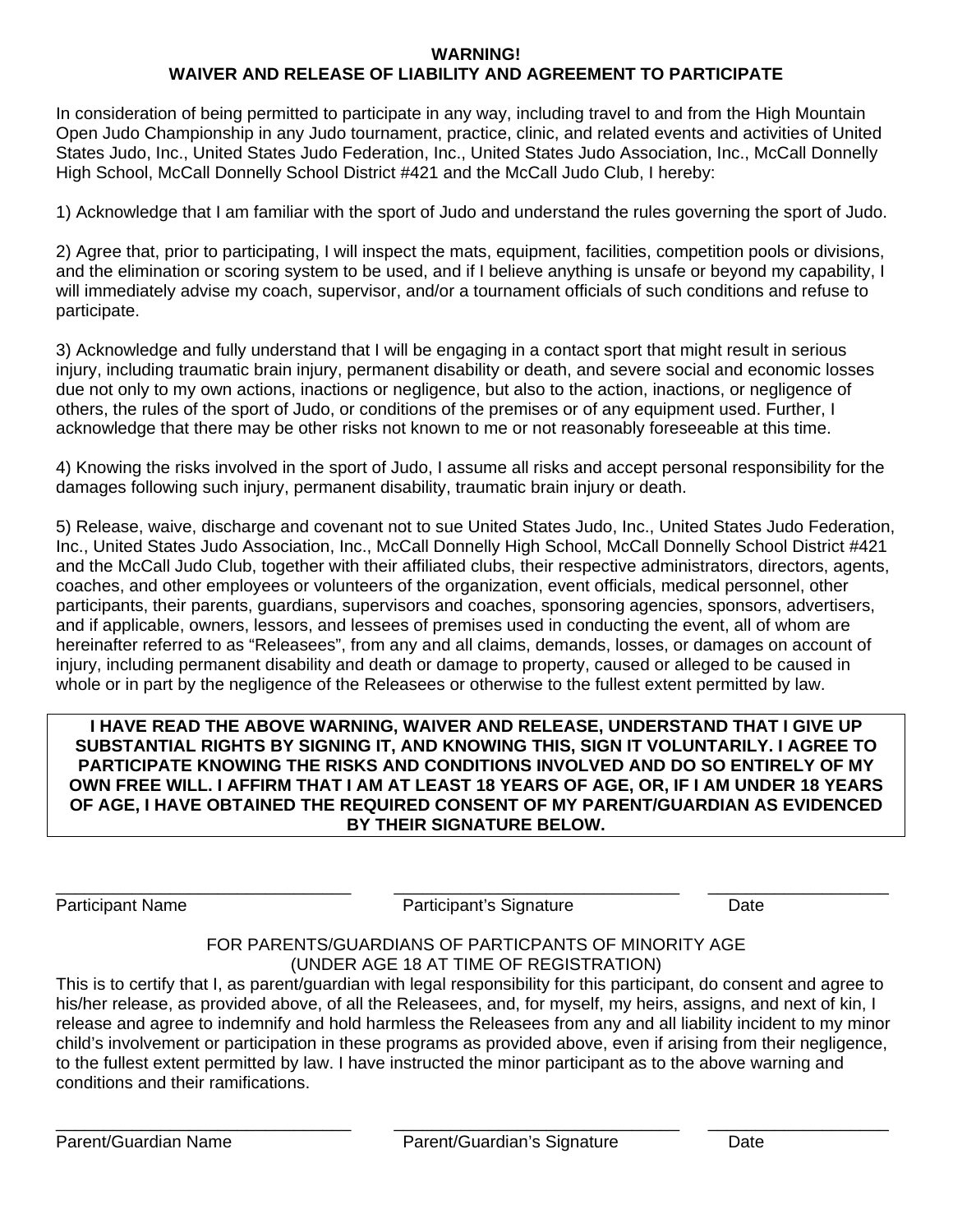**WARNING!**
**WAIVER AND RELEASE OF LIABILITY AND AGREEMENT TO PARTICIPATE**

In consideration of being permitted to participate in any way, including travel to and from the High Mountain Open Judo Championship in any Judo tournament, practice, clinic, and related events and activities of United States Judo, Inc., United States Judo Federation, Inc., United States Judo Association, Inc., McCall Donnelly High School, McCall Donnelly School District #421 and the McCall Judo Club, I hereby:

1) Acknowledge that I am familiar with the sport of Judo and understand the rules governing the sport of Judo.

2) Agree that, prior to participating, I will inspect the mats, equipment, facilities, competition pools or divisions, and the elimination or scoring system to be used, and if I believe anything is unsafe or beyond my capability, I will immediately advise my coach, supervisor, and/or a tournament officials of such conditions and refuse to participate.

3) Acknowledge and fully understand that I will be engaging in a contact sport that might result in serious injury, including traumatic brain injury, permanent disability or death, and severe social and economic losses due not only to my own actions, inactions or negligence, but also to the action, inactions, or negligence of others, the rules of the sport of Judo, or conditions of the premises or of any equipment used. Further, I acknowledge that there may be other risks not known to me or not reasonably foreseeable at this time.

4) Knowing the risks involved in the sport of Judo, I assume all risks and accept personal responsibility for the damages following such injury, permanent disability, traumatic brain injury or death.

5) Release, waive, discharge and covenant not to sue United States Judo, Inc., United States Judo Federation, Inc., United States Judo Association, Inc., McCall Donnelly High School, McCall Donnelly School District #421 and the McCall Judo Club, together with their affiliated clubs, their respective administrators, directors, agents, coaches, and other employees or volunteers of the organization, event officials, medical personnel, other participants, their parents, guardians, supervisors and coaches, sponsoring agencies, sponsors, advertisers, and if applicable, owners, lessors, and lessees of premises used in conducting the event, all of whom are hereinafter referred to as "Releasees", from any and all claims, demands, losses, or damages on account of injury, including permanent disability and death or damage to property, caused or alleged to be caused in whole or in part by the negligence of the Releasees or otherwise to the fullest extent permitted by law.

**I HAVE READ THE ABOVE WARNING, WAIVER AND RELEASE, UNDERSTAND THAT I GIVE UP SUBSTANTIAL RIGHTS BY SIGNING IT, AND KNOWING THIS, SIGN IT VOLUNTARILY. I AGREE TO PARTICIPATE KNOWING THE RISKS AND CONDITIONS INVOLVED AND DO SO ENTIRELY OF MY OWN FREE WILL. I AFFIRM THAT I AM AT LEAST 18 YEARS OF AGE, OR, IF I AM UNDER 18 YEARS OF AGE, I HAVE OBTAINED THE REQUIRED CONSENT OF MY PARENT/GUARDIAN AS EVIDENCED BY THEIR SIGNATURE BELOW.**

_______________________________ _______________________________ ___________________
Participant Name Participant's Signature Date

FOR PARENTS/GUARDIANS OF PARTICPANTS OF MINORITY AGE
(UNDER AGE 18 AT TIME OF REGISTRATION)

This is to certify that I, as parent/guardian with legal responsibility for this participant, do consent and agree to his/her release, as provided above, of all the Releasees, and, for myself, my heirs, assigns, and next of kin, I release and agree to indemnify and hold harmless the Releasees from any and all liability incident to my minor child's involvement or participation in these programs as provided above, even if arising from their negligence, to the fullest extent permitted by law. I have instructed the minor participant as to the above warning and conditions and their ramifications.

_______________________________ _______________________________ ___________________
Parent/Guardian Name Parent/Guardian's Signature Date